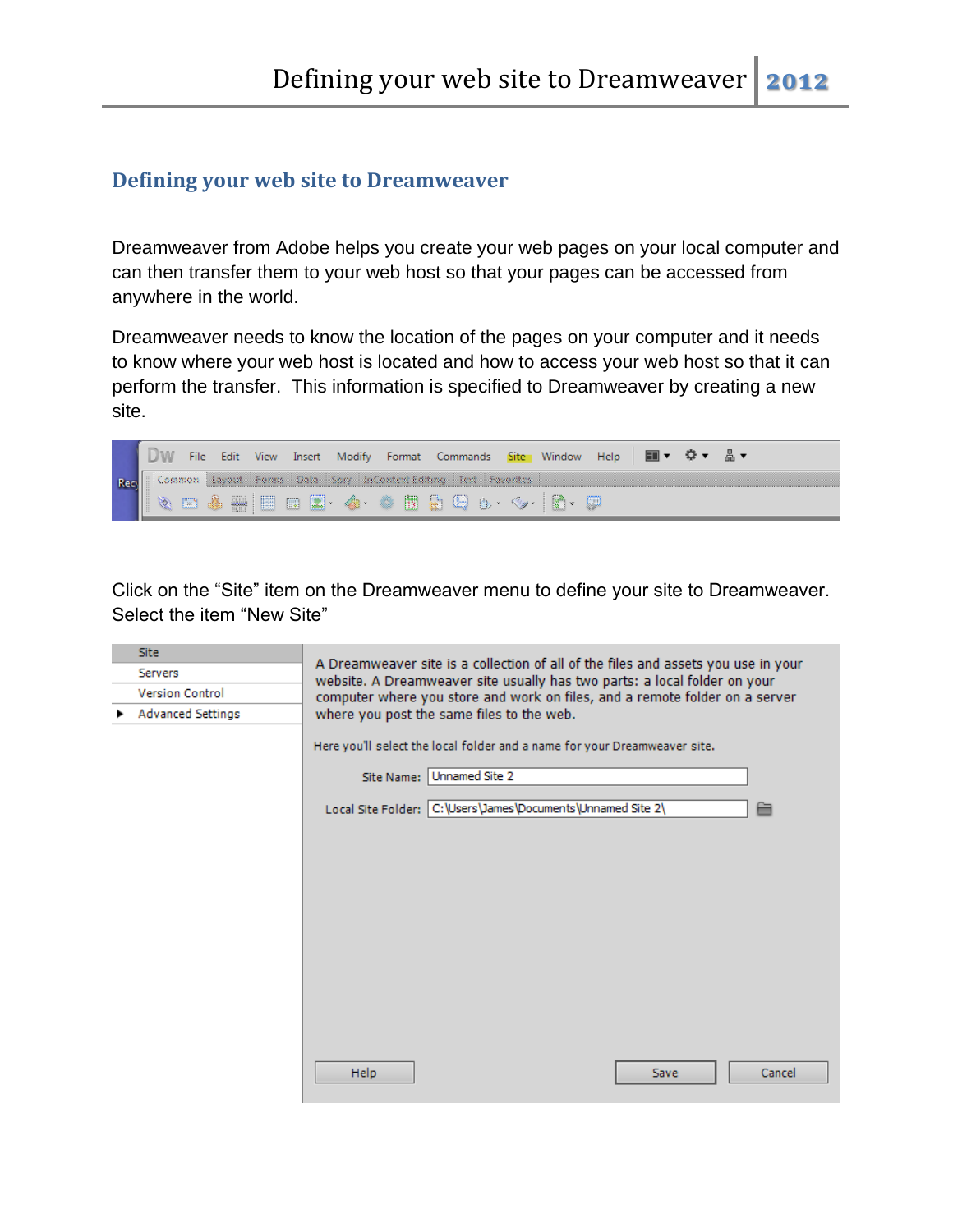## Defining your web site to Dreamweaver

Dreamweaver from Adobe helps you create your web pages on your local computer and can then transfer them to your web host so that your pages can be accessed from anywhere in the world.

Dreamweaver needs to know the location of the pages on your computer and it needs to know where your web host is located and how to access your web host so that it can perform the transfer. This information is specified to Dreamweaver by creating a new site.

Click on the “Site” item on the Dreamweaver menu to define your site to Dreamweaver. Select the item “New Site”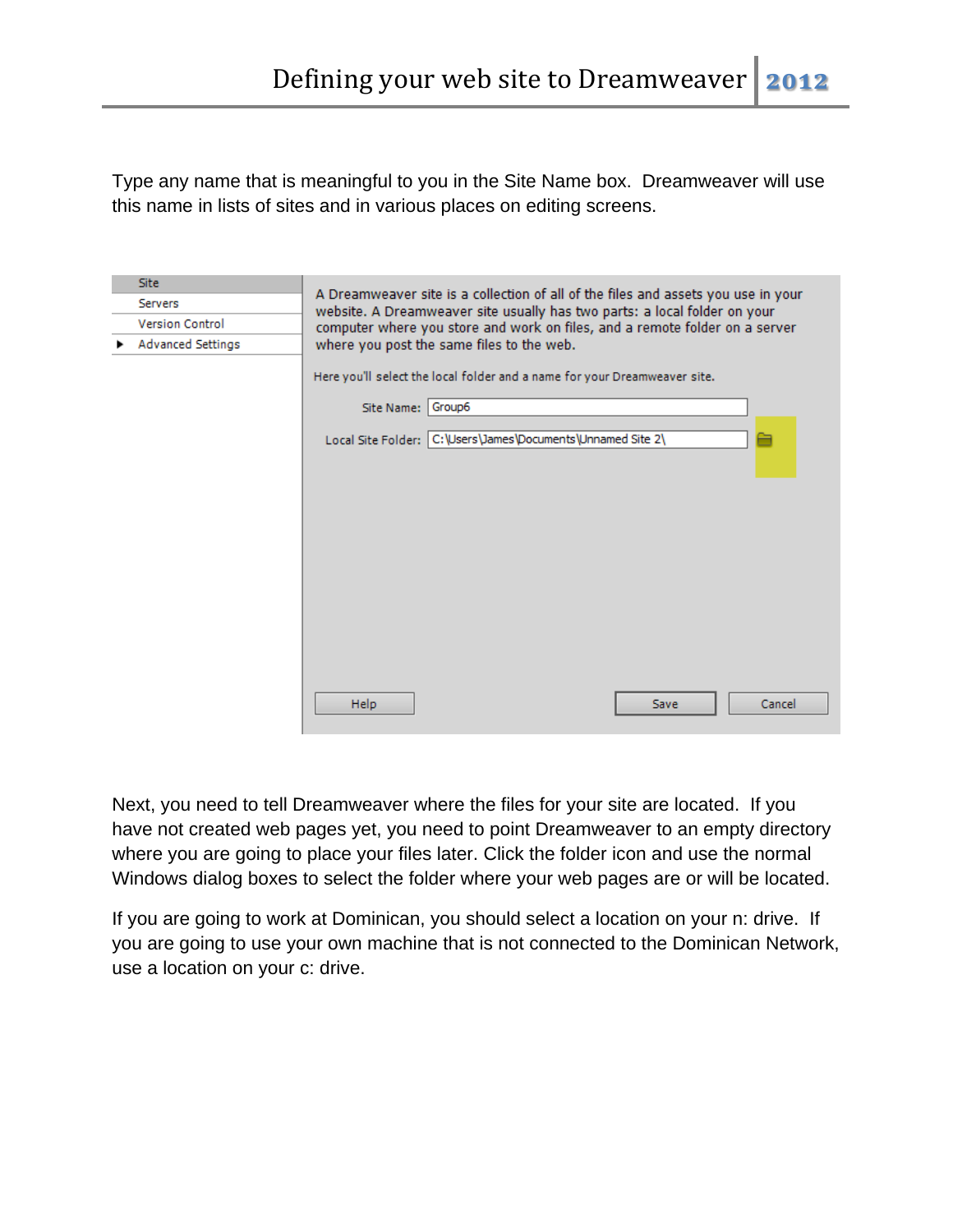Type any name that is meaningful to you in the Site Name box. Dreamweaver will use this name in lists of sites and in various places on editing screens.

Next, you need to tell Dreamweaver where the files for your site are located. If you have not created web pages yet, you need to point Dreamweaver to an empty directory where you are going to place your files later. Click the folder icon and use the normal Windows dialog boxes to select the folder where your web pages are or will be located.

If you are going to work at Dominican, you should select a location on your n: drive. If you are going to use your own machine that is not connected to the Dominican Network, use a location on your c: drive.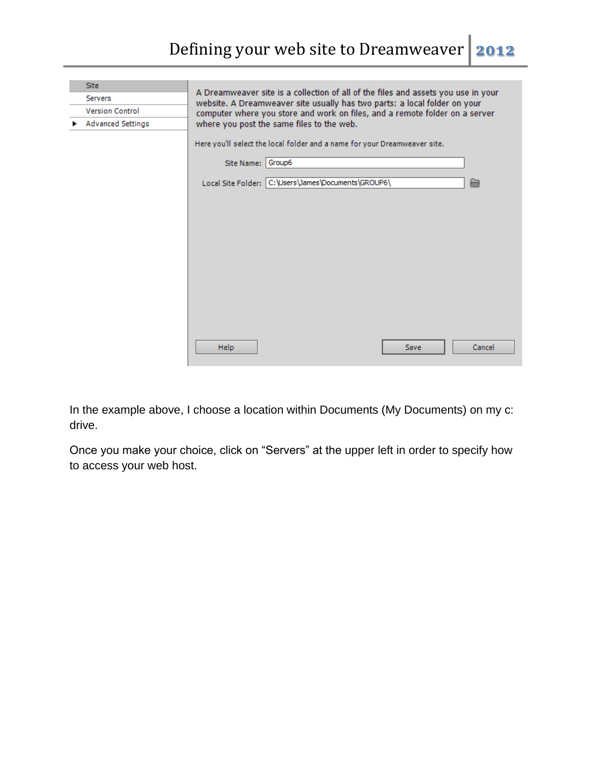| Site | A Dreamweaver site is a collection of all of the files and assets you use in your website. A Dreamweaver site usually has two parts: a local folder on your computer where you store and work on files, and a remote folder on a server where you post the same files to the web. |
| --- | --- |
| Servers | Here you'll select the local folder and a name for your Dreamweaver site. |
| Version Control | Site Name: Group6 |
| ▶ Advanced Settings | Local Site Folder: C:\Users\James\Documents\GROUP6\ |
| | Help / Save / Cancel |

In the example above, I choose a location within Documents (My Documents) on my c: drive.

Once you make your choice, click on "Servers" at the upper left in order to specify how to access your web host.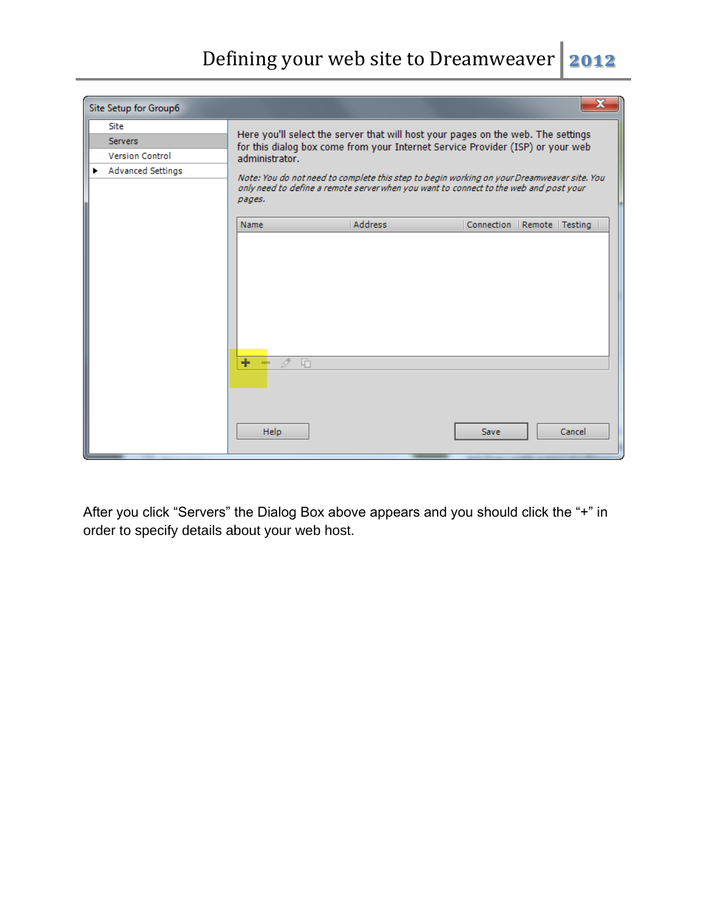After you click “Servers” the Dialog Box above appears and you should click the “+” in order to specify details about your web host.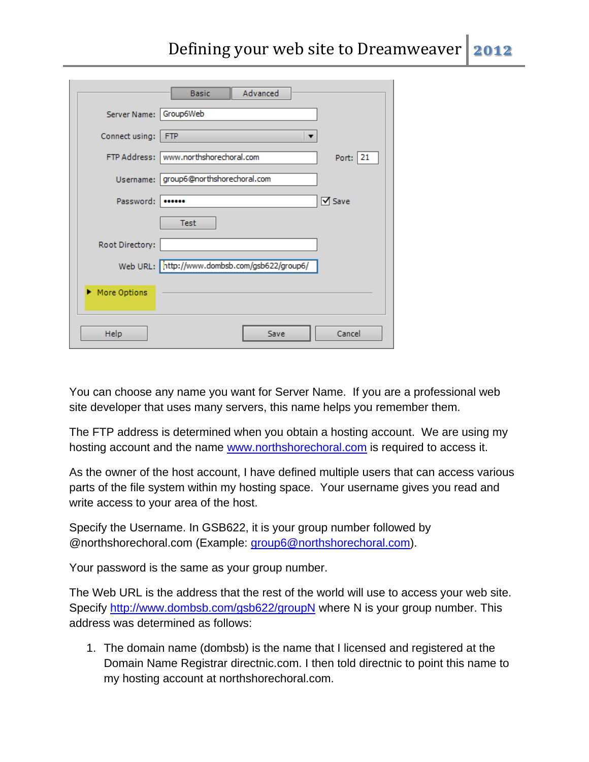You can choose any name you want for Server Name. If you are a professional web site developer that uses many servers, this name helps you remember them.

The FTP address is determined when you obtain a hosting account. We are using my hosting account and the name www.northshorechoral.com is required to access it.

As the owner of the host account, I have defined multiple users that can access various parts of the file system within my hosting space. Your username gives you read and write access to your area of the host.

Specify the Username. In GSB622, it is your group number followed by @northshorechoral.com (Example: group6@northshorechoral.com).

Your password is the same as your group number.

The Web URL is the address that the rest of the world will use to access your web site. Specify http://www.dombsb.com/gsb622/groupN where N is your group number. This address was determined as follows:

1. The domain name (dombsb) is the name that I licensed and registered at the Domain Name Registrar directnic.com. I then told directnic to point this name to my hosting account at northshorechoral.com.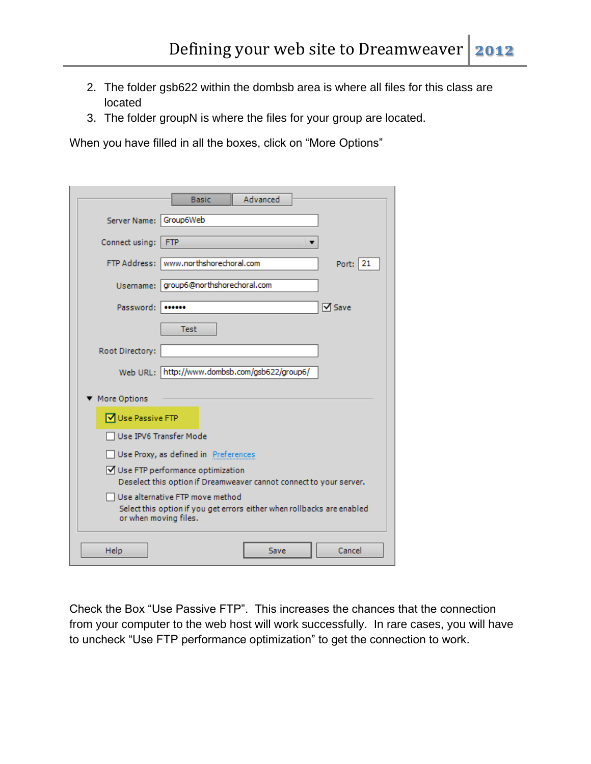2. The folder gsb622 within the dombsb area is where all files for this class are located
3. The folder groupN is where the files for your group are located.

When you have filled in all the boxes, click on “More Options”

Check the Box “Use Passive FTP”. This increases the chances that the connection from your computer to the web host will work successfully. In rare cases, you will have to uncheck “Use FTP performance optimization” to get the connection to work.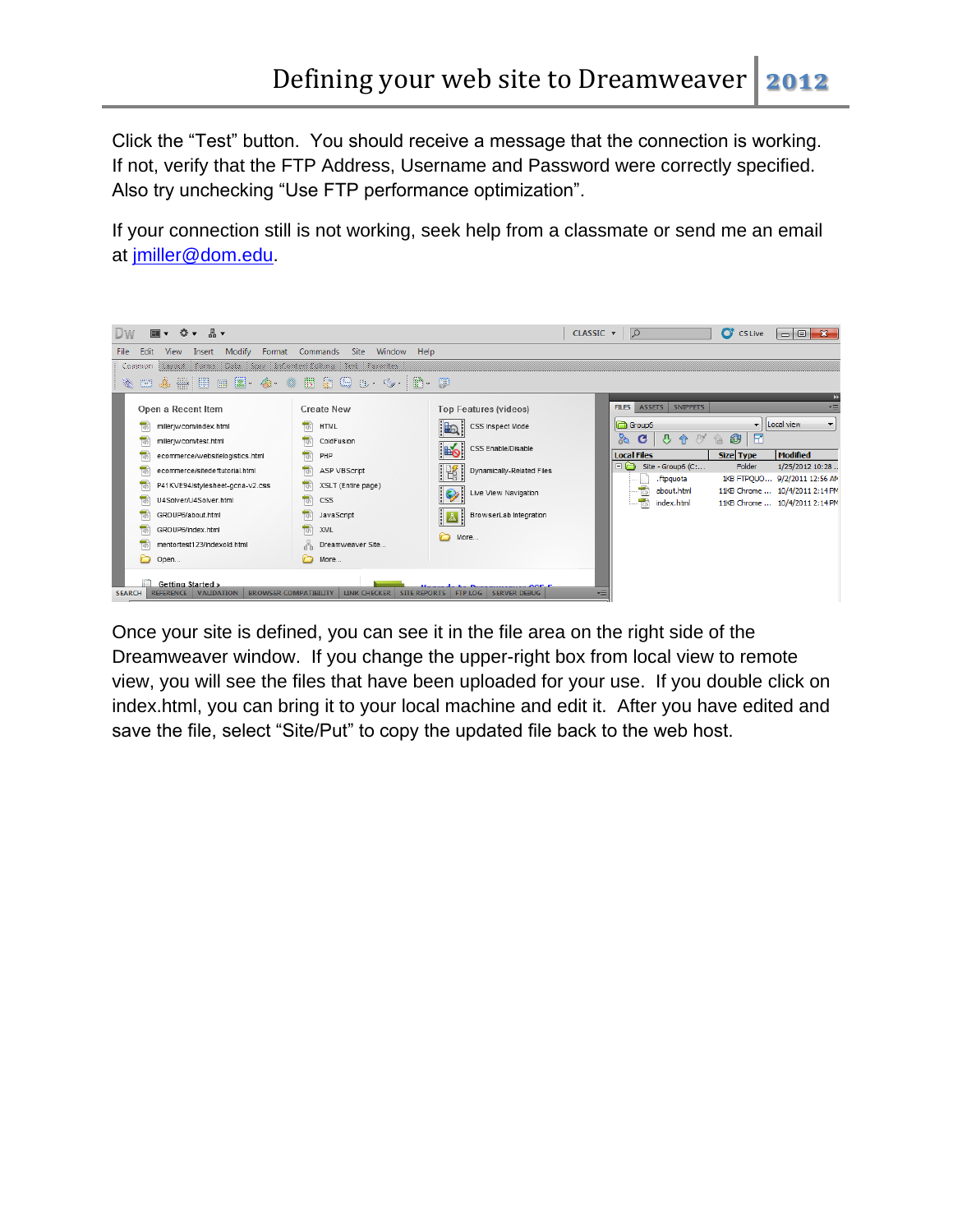Click the “Test” button. You should receive a message that the connection is working. If not, verify that the FTP Address, Username and Password were correctly specified. Also try unchecking “Use FTP performance optimization”.

If your connection still is not working, seek help from a classmate or send me an email at jmiller@dom.edu.

Once your site is defined, you can see it in the file area on the right side of the Dreamweaver window. If you change the upper-right box from local view to remote view, you will see the files that have been uploaded for your use. If you double click on index.html, you can bring it to your local machine and edit it. After you have edited and save the file, select “Site/Put” to copy the updated file back to the web host.